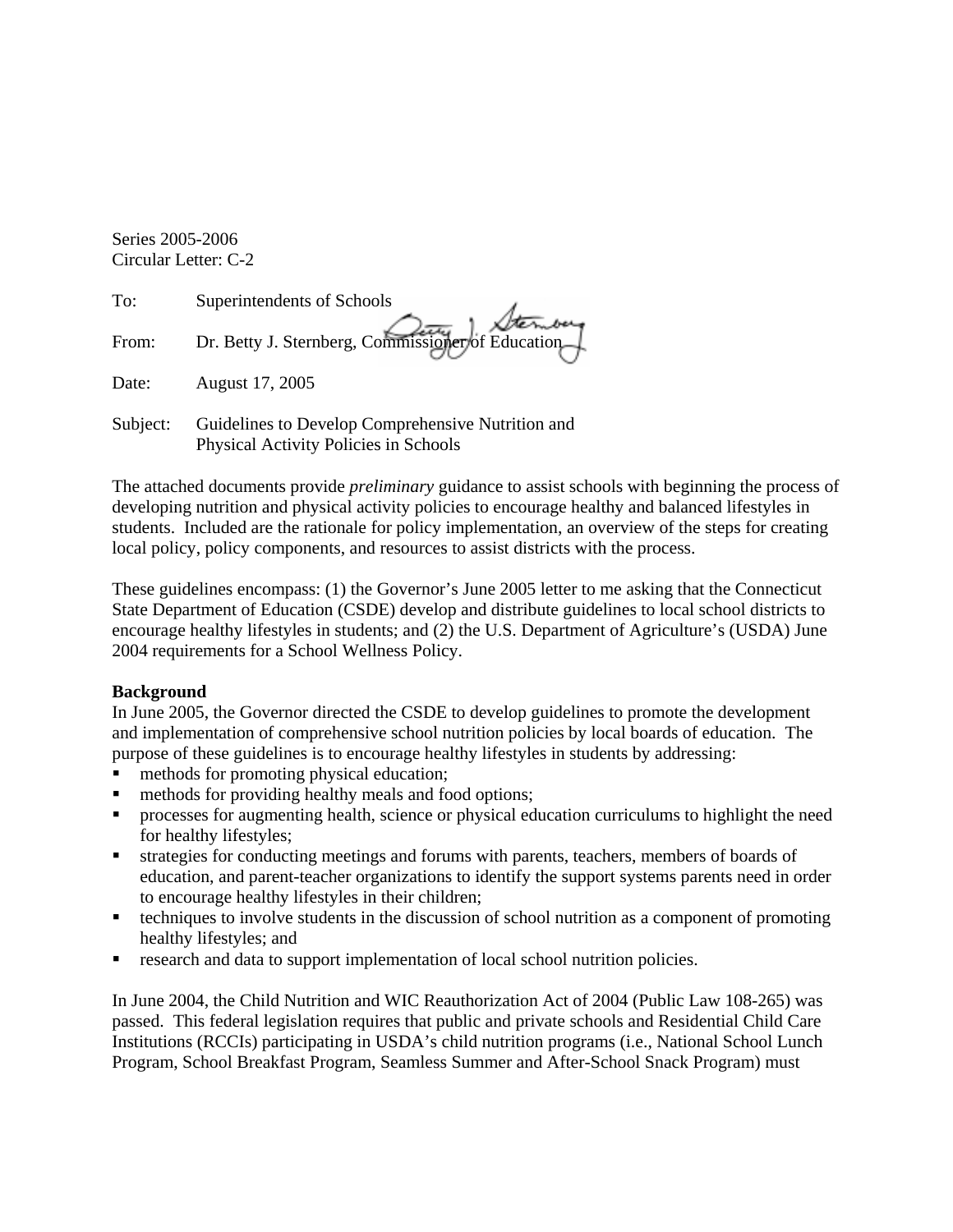Series 2005-2006
Circular Letter: C-2

To: Superintendents of Schools

From: Dr. Betty J. Sternberg, Commissioner of Education

Date: August 17, 2005

Subject: Guidelines to Develop Comprehensive Nutrition and Physical Activity Policies in Schools

The attached documents provide *preliminary* guidance to assist schools with beginning the process of developing nutrition and physical activity policies to encourage healthy and balanced lifestyles in students. Included are the rationale for policy implementation, an overview of the steps for creating local policy, policy components, and resources to assist districts with the process.

These guidelines encompass: (1) the Governor's June 2005 letter to me asking that the Connecticut State Department of Education (CSDE) develop and distribute guidelines to local school districts to encourage healthy lifestyles in students; and (2) the U.S. Department of Agriculture's (USDA) June 2004 requirements for a School Wellness Policy.

**Background**

In June 2005, the Governor directed the CSDE to develop guidelines to promote the development and implementation of comprehensive school nutrition policies by local boards of education. The purpose of these guidelines is to encourage healthy lifestyles in students by addressing:

- methods for promoting physical education;
- methods for providing healthy meals and food options;
- processes for augmenting health, science or physical education curriculums to highlight the need for healthy lifestyles;
- strategies for conducting meetings and forums with parents, teachers, members of boards of education, and parent-teacher organizations to identify the support systems parents need in order to encourage healthy lifestyles in their children;
- techniques to involve students in the discussion of school nutrition as a component of promoting healthy lifestyles; and
- research and data to support implementation of local school nutrition policies.

In June 2004, the Child Nutrition and WIC Reauthorization Act of 2004 (Public Law 108-265) was passed. This federal legislation requires that public and private schools and Residential Child Care Institutions (RCCIs) participating in USDA's child nutrition programs (i.e., National School Lunch Program, School Breakfast Program, Seamless Summer and After-School Snack Program) must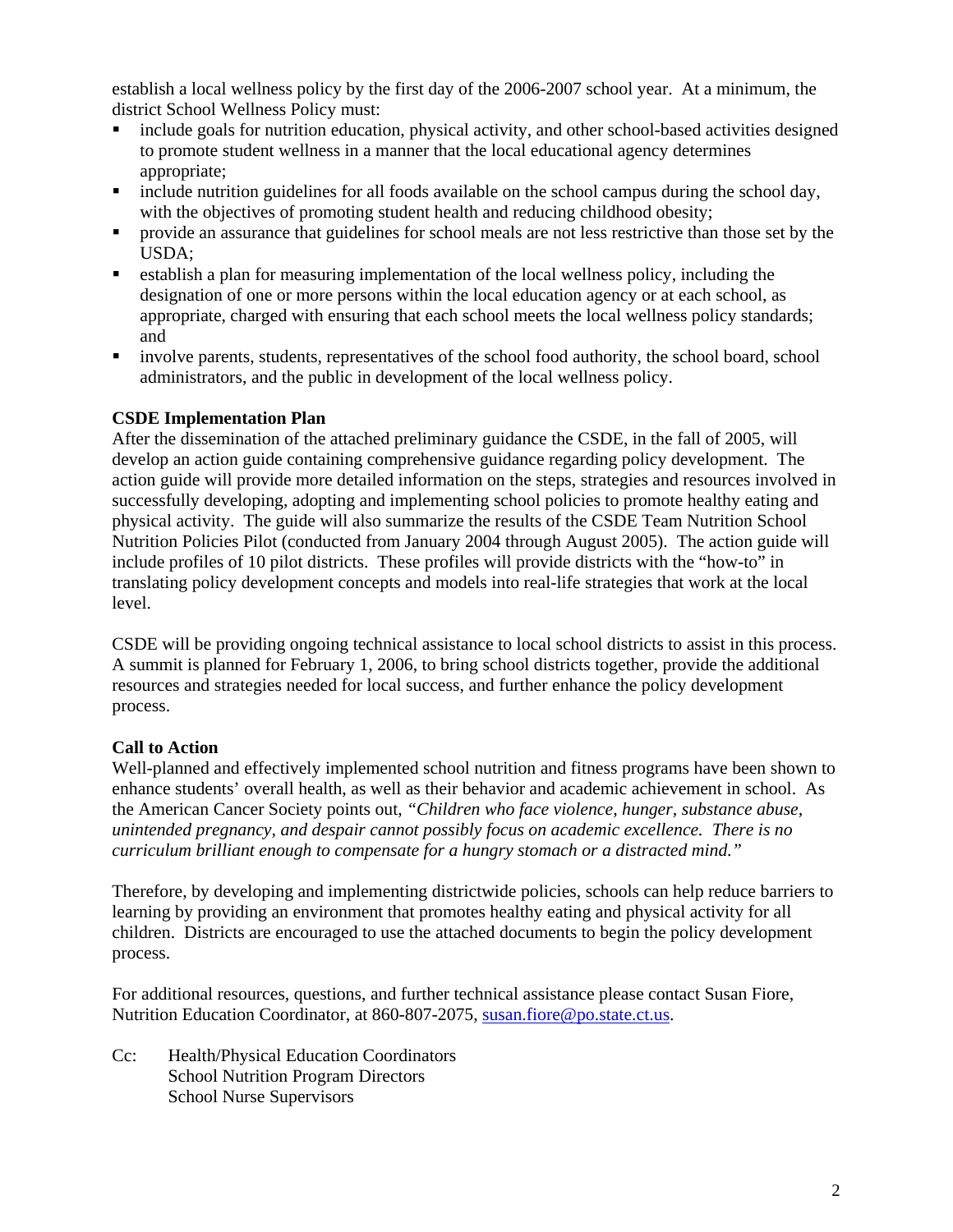establish a local wellness policy by the first day of the 2006-2007 school year. At a minimum, the district School Wellness Policy must:

- include goals for nutrition education, physical activity, and other school-based activities designed to promote student wellness in a manner that the local educational agency determines appropriate;
- include nutrition guidelines for all foods available on the school campus during the school day, with the objectives of promoting student health and reducing childhood obesity;
- provide an assurance that guidelines for school meals are not less restrictive than those set by the USDA;
- establish a plan for measuring implementation of the local wellness policy, including the designation of one or more persons within the local education agency or at each school, as appropriate, charged with ensuring that each school meets the local wellness policy standards; and
- involve parents, students, representatives of the school food authority, the school board, school administrators, and the public in development of the local wellness policy.

**CSDE Implementation Plan**

After the dissemination of the attached preliminary guidance the CSDE, in the fall of 2005, will develop an action guide containing comprehensive guidance regarding policy development. The action guide will provide more detailed information on the steps, strategies and resources involved in successfully developing, adopting and implementing school policies to promote healthy eating and physical activity. The guide will also summarize the results of the CSDE Team Nutrition School Nutrition Policies Pilot (conducted from January 2004 through August 2005). The action guide will include profiles of 10 pilot districts. These profiles will provide districts with the "how-to" in translating policy development concepts and models into real-life strategies that work at the local level.

CSDE will be providing ongoing technical assistance to local school districts to assist in this process. A summit is planned for February 1, 2006, to bring school districts together, provide the additional resources and strategies needed for local success, and further enhance the policy development process.

**Call to Action**

Well-planned and effectively implemented school nutrition and fitness programs have been shown to enhance students' overall health, as well as their behavior and academic achievement in school. As the American Cancer Society points out, *"Children who face violence, hunger, substance abuse, unintended pregnancy, and despair cannot possibly focus on academic excellence. There is no curriculum brilliant enough to compensate for a hungry stomach or a distracted mind."*

Therefore, by developing and implementing districtwide policies, schools can help reduce barriers to learning by providing an environment that promotes healthy eating and physical activity for all children. Districts are encouraged to use the attached documents to begin the policy development process.

For additional resources, questions, and further technical assistance please contact Susan Fiore, Nutrition Education Coordinator, at 860-807-2075, susan.fiore@po.state.ct.us.

Cc: Health/Physical Education Coordinators
School Nutrition Program Directors
School Nurse Supervisors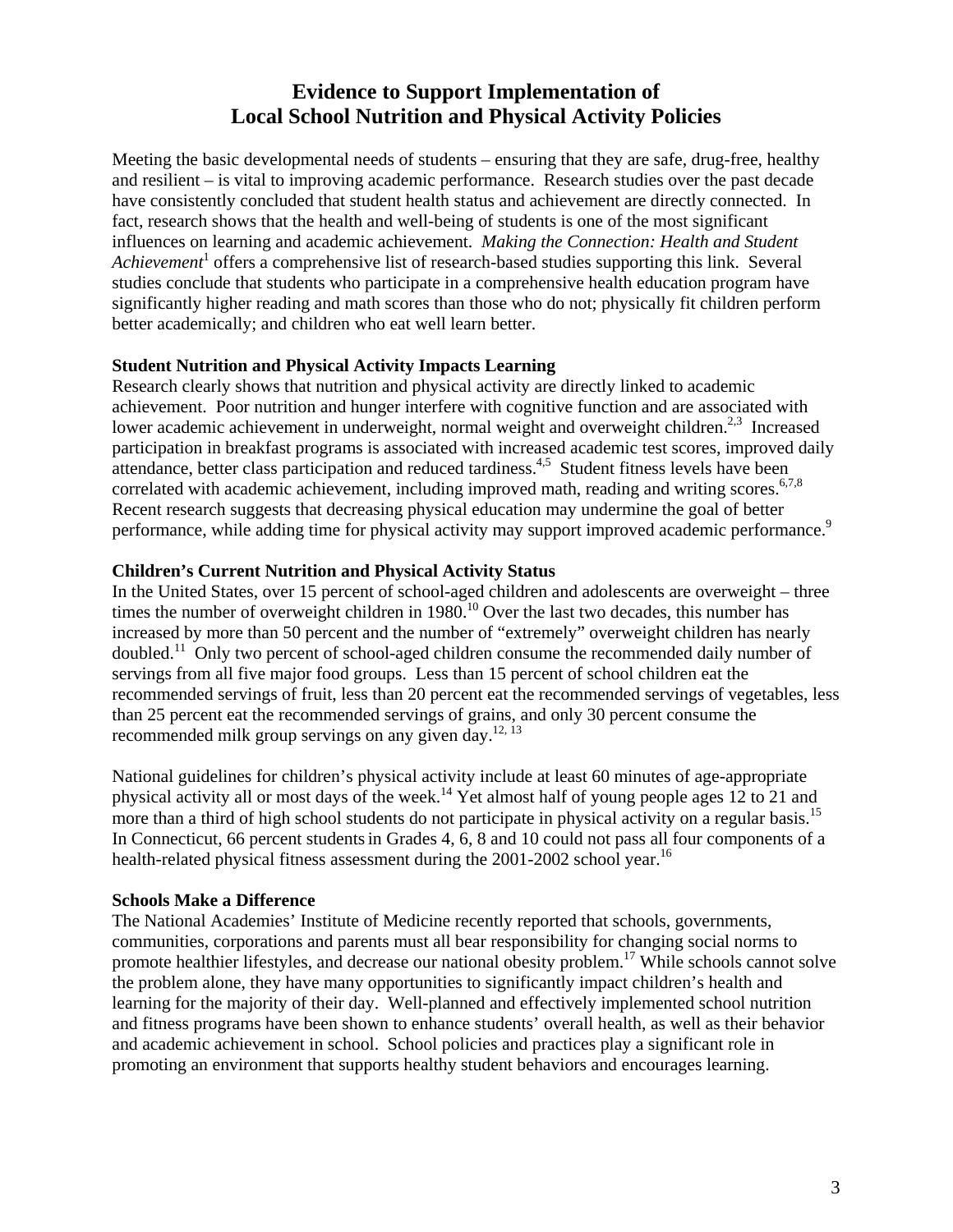# Evidence to Support Implementation of Local School Nutrition and Physical Activity Policies

Meeting the basic developmental needs of students – ensuring that they are safe, drug-free, healthy and resilient – is vital to improving academic performance. Research studies over the past decade have consistently concluded that student health status and achievement are directly connected. In fact, research shows that the health and well-being of students is one of the most significant influences on learning and academic achievement. *Making the Connection: Health and Student Achievement*[1] offers a comprehensive list of research-based studies supporting this link. Several studies conclude that students who participate in a comprehensive health education program have significantly higher reading and math scores than those who do not; physically fit children perform better academically; and children who eat well learn better.

**Student Nutrition and Physical Activity Impacts Learning**

Research clearly shows that nutrition and physical activity are directly linked to academic achievement. Poor nutrition and hunger interfere with cognitive function and are associated with lower academic achievement in underweight, normal weight and overweight children.[2,3] Increased participation in breakfast programs is associated with increased academic test scores, improved daily attendance, better class participation and reduced tardiness.[4,5] Student fitness levels have been correlated with academic achievement, including improved math, reading and writing scores.[6,7,8] Recent research suggests that decreasing physical education may undermine the goal of better performance, while adding time for physical activity may support improved academic performance.[9]

**Children's Current Nutrition and Physical Activity Status**

In the United States, over 15 percent of school-aged children and adolescents are overweight – three times the number of overweight children in 1980.[10] Over the last two decades, this number has increased by more than 50 percent and the number of "extremely" overweight children has nearly doubled.[11] Only two percent of school-aged children consume the recommended daily number of servings from all five major food groups. Less than 15 percent of school children eat the recommended servings of fruit, less than 20 percent eat the recommended servings of vegetables, less than 25 percent eat the recommended servings of grains, and only 30 percent consume the recommended milk group servings on any given day.[12, 13]

National guidelines for children's physical activity include at least 60 minutes of age-appropriate physical activity all or most days of the week.[14] Yet almost half of young people ages 12 to 21 and more than a third of high school students do not participate in physical activity on a regular basis.[15] In Connecticut, 66 percent students in Grades 4, 6, 8 and 10 could not pass all four components of a health-related physical fitness assessment during the 2001-2002 school year.[16]

**Schools Make a Difference**

The National Academies' Institute of Medicine recently reported that schools, governments, communities, corporations and parents must all bear responsibility for changing social norms to promote healthier lifestyles, and decrease our national obesity problem.[17] While schools cannot solve the problem alone, they have many opportunities to significantly impact children's health and learning for the majority of their day. Well-planned and effectively implemented school nutrition and fitness programs have been shown to enhance students' overall health, as well as their behavior and academic achievement in school. School policies and practices play a significant role in promoting an environment that supports healthy student behaviors and encourages learning.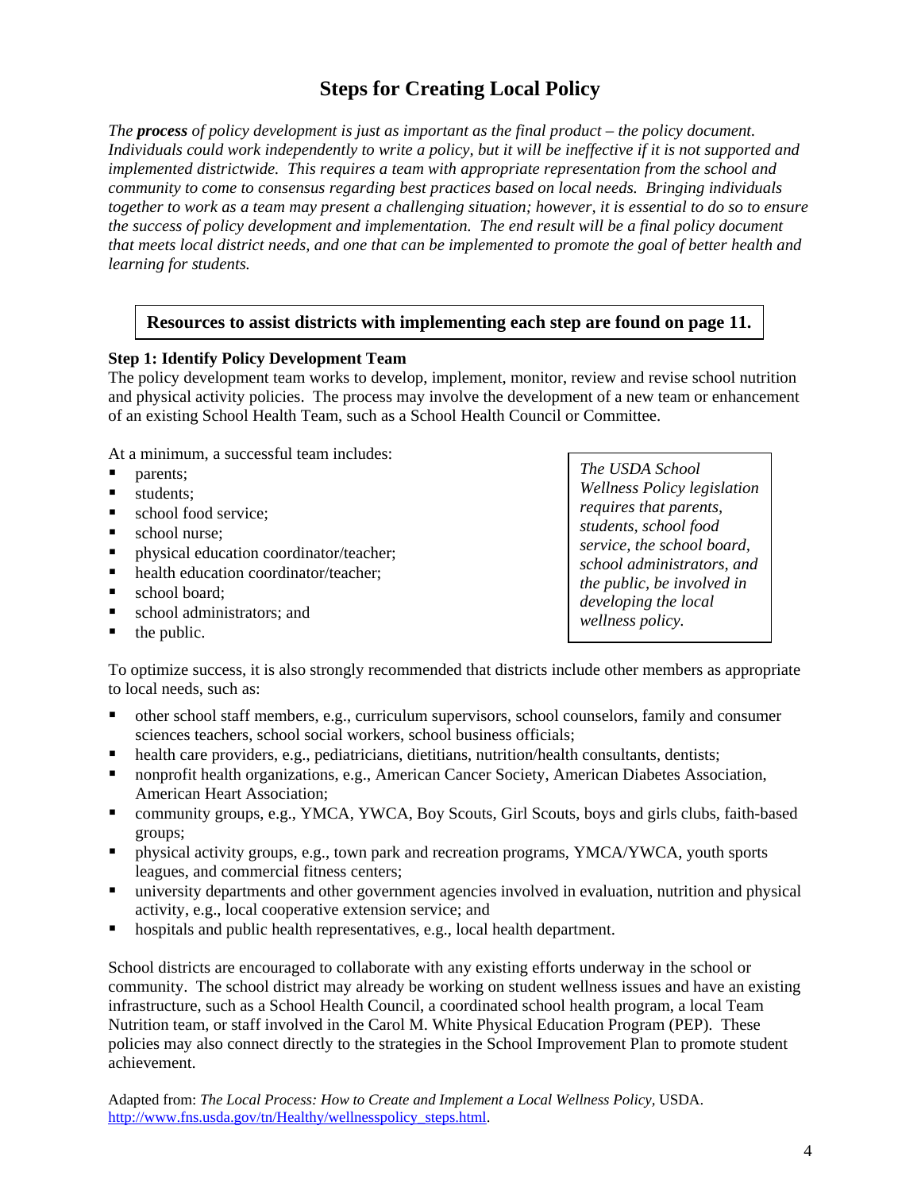# Steps for Creating Local Policy

*The **process** of policy development is just as important as the final product – the policy document. Individuals could work independently to write a policy, but it will be ineffective if it is not supported and implemented districtwide. This requires a team with appropriate representation from the school and community to come to consensus regarding best practices based on local needs. Bringing individuals together to work as a team may present a challenging situation; however, it is essential to do so to ensure the success of policy development and implementation. The end result will be a final policy document that meets local district needs, and one that can be implemented to promote the goal of better health and learning for students.*

**Resources to assist districts with implementing each step are found on page 11.**

**Step 1: Identify Policy Development Team**

The policy development team works to develop, implement, monitor, review and revise school nutrition and physical activity policies. The process may involve the development of a new team or enhancement of an existing School Health Team, such as a School Health Council or Committee.

At a minimum, a successful team includes:

- parents;
- students;
- school food service;
- school nurse;
- physical education coordinator/teacher;
- health education coordinator/teacher;
- school board;
- school administrators; and
- the public.

*The USDA School Wellness Policy legislation requires that parents, students, school food service, the school board, school administrators, and the public, be involved in developing the local wellness policy.*

To optimize success, it is also strongly recommended that districts include other members as appropriate to local needs, such as:

- other school staff members, e.g., curriculum supervisors, school counselors, family and consumer sciences teachers, school social workers, school business officials;
- health care providers, e.g., pediatricians, dietitians, nutrition/health consultants, dentists;
- nonprofit health organizations, e.g., American Cancer Society, American Diabetes Association, American Heart Association;
- community groups, e.g., YMCA, YWCA, Boy Scouts, Girl Scouts, boys and girls clubs, faith-based groups;
- physical activity groups, e.g., town park and recreation programs, YMCA/YWCA, youth sports leagues, and commercial fitness centers;
- university departments and other government agencies involved in evaluation, nutrition and physical activity, e.g., local cooperative extension service; and
- hospitals and public health representatives, e.g., local health department.

School districts are encouraged to collaborate with any existing efforts underway in the school or community. The school district may already be working on student wellness issues and have an existing infrastructure, such as a School Health Council, a coordinated school health program, a local Team Nutrition team, or staff involved in the Carol M. White Physical Education Program (PEP). These policies may also connect directly to the strategies in the School Improvement Plan to promote student achievement.

Adapted from: *The Local Process: How to Create and Implement a Local Wellness Policy,* USDA. http://www.fns.usda.gov/tn/Healthy/wellnesspolicy_steps.html.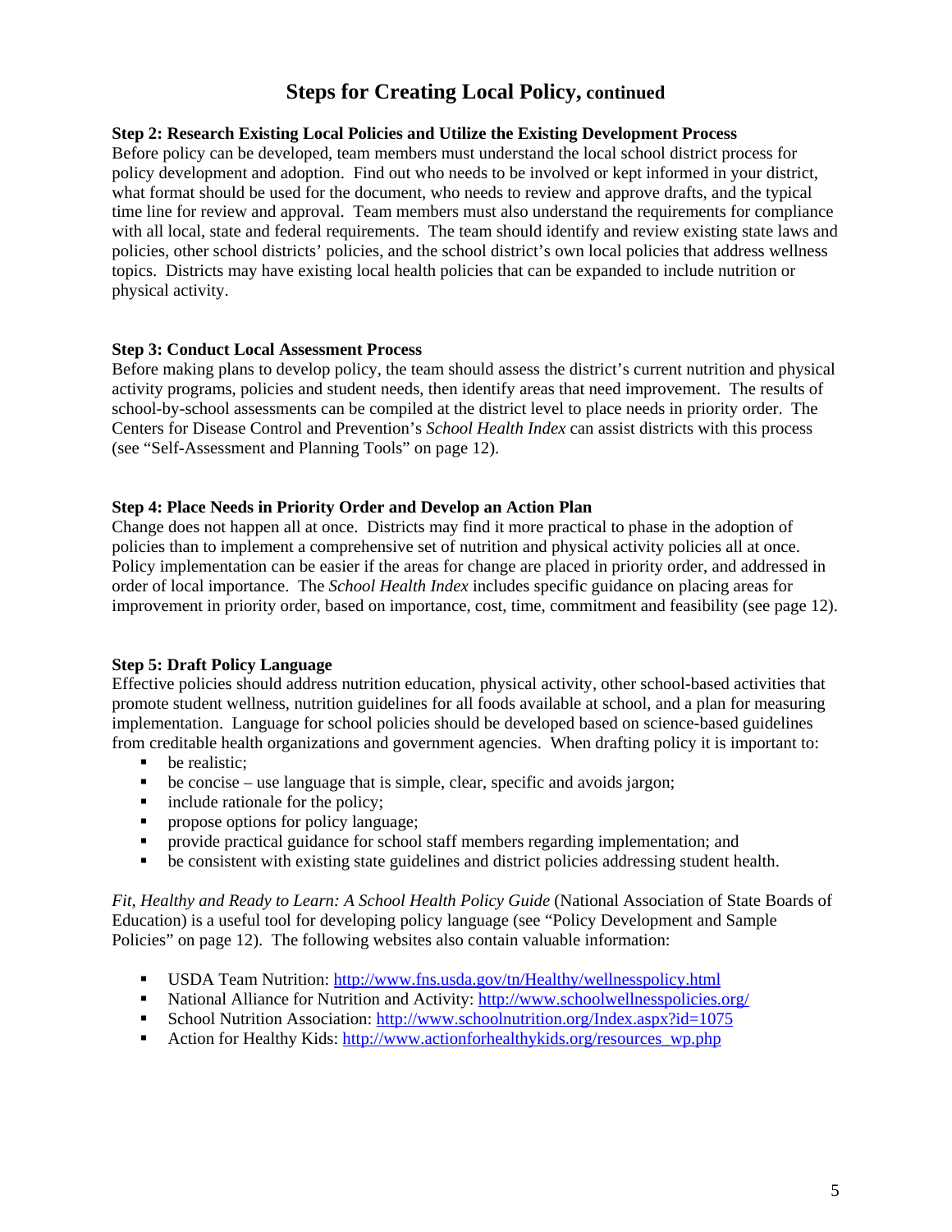# Steps for Creating Local Policy, continued

**Step 2: Research Existing Local Policies and Utilize the Existing Development Process**
Before policy can be developed, team members must understand the local school district process for policy development and adoption. Find out who needs to be involved or kept informed in your district, what format should be used for the document, who needs to review and approve drafts, and the typical time line for review and approval. Team members must also understand the requirements for compliance with all local, state and federal requirements. The team should identify and review existing state laws and policies, other school districts' policies, and the school district's own local policies that address wellness topics. Districts may have existing local health policies that can be expanded to include nutrition or physical activity.

**Step 3: Conduct Local Assessment Process**
Before making plans to develop policy, the team should assess the district's current nutrition and physical activity programs, policies and student needs, then identify areas that need improvement. The results of school-by-school assessments can be compiled at the district level to place needs in priority order. The Centers for Disease Control and Prevention's *School Health Index* can assist districts with this process (see "Self-Assessment and Planning Tools" on page 12).

**Step 4: Place Needs in Priority Order and Develop an Action Plan**
Change does not happen all at once. Districts may find it more practical to phase in the adoption of policies than to implement a comprehensive set of nutrition and physical activity policies all at once. Policy implementation can be easier if the areas for change are placed in priority order, and addressed in order of local importance. The *School Health Index* includes specific guidance on placing areas for improvement in priority order, based on importance, cost, time, commitment and feasibility (see page 12).

**Step 5: Draft Policy Language**
Effective policies should address nutrition education, physical activity, other school-based activities that promote student wellness, nutrition guidelines for all foods available at school, and a plan for measuring implementation. Language for school policies should be developed based on science-based guidelines from creditable health organizations and government agencies. When drafting policy it is important to:

- be realistic;
- be concise – use language that is simple, clear, specific and avoids jargon;
- include rationale for the policy;
- propose options for policy language;
- provide practical guidance for school staff members regarding implementation; and
- be consistent with existing state guidelines and district policies addressing student health.

*Fit, Healthy and Ready to Learn: A School Health Policy Guide* (National Association of State Boards of Education) is a useful tool for developing policy language (see "Policy Development and Sample Policies" on page 12). The following websites also contain valuable information:

- USDA Team Nutrition: http://www.fns.usda.gov/tn/Healthy/wellnesspolicy.html
- National Alliance for Nutrition and Activity: http://www.schoolwellnesspolicies.org/
- School Nutrition Association: http://www.schoolnutrition.org/Index.aspx?id=1075
- Action for Healthy Kids: http://www.actionforhealthykids.org/resources_wp.php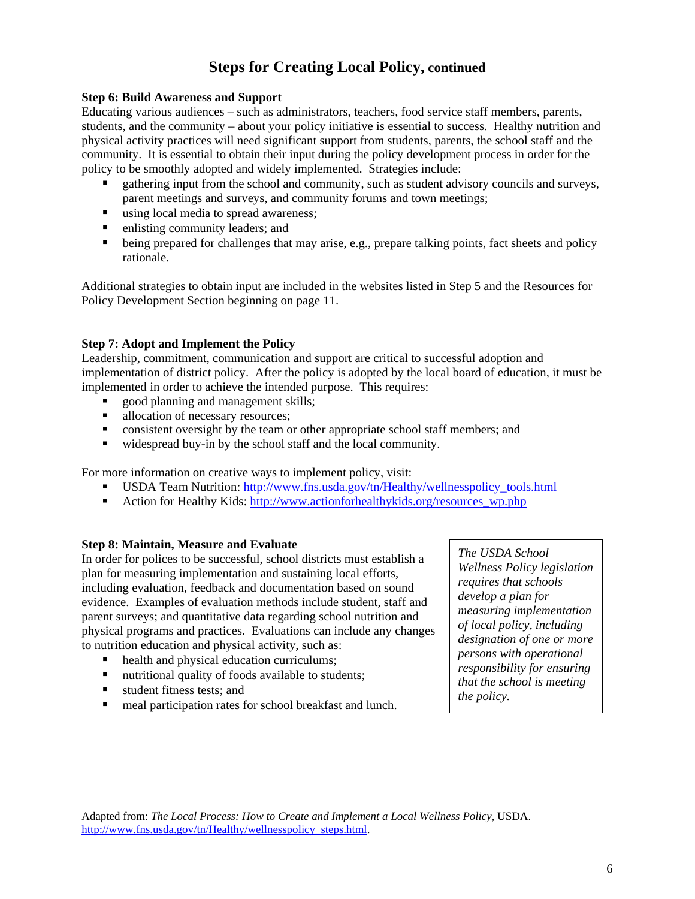# Steps for Creating Local Policy, continued

**Step 6: Build Awareness and Support**

Educating various audiences – such as administrators, teachers, food service staff members, parents, students, and the community – about your policy initiative is essential to success. Healthy nutrition and physical activity practices will need significant support from students, parents, the school staff and the community. It is essential to obtain their input during the policy development process in order for the policy to be smoothly adopted and widely implemented. Strategies include:

- gathering input from the school and community, such as student advisory councils and surveys, parent meetings and surveys, and community forums and town meetings;
- using local media to spread awareness;
- enlisting community leaders; and
- being prepared for challenges that may arise, e.g., prepare talking points, fact sheets and policy rationale.

Additional strategies to obtain input are included in the websites listed in Step 5 and the Resources for Policy Development Section beginning on page 11.

**Step 7: Adopt and Implement the Policy**

Leadership, commitment, communication and support are critical to successful adoption and implementation of district policy. After the policy is adopted by the local board of education, it must be implemented in order to achieve the intended purpose. This requires:

- good planning and management skills;
- allocation of necessary resources;
- consistent oversight by the team or other appropriate school staff members; and
- widespread buy-in by the school staff and the local community.

For more information on creative ways to implement policy, visit:

- USDA Team Nutrition: http://www.fns.usda.gov/tn/Healthy/wellnesspolicy_tools.html
- Action for Healthy Kids: http://www.actionforhealthykids.org/resources_wp.php

**Step 8: Maintain, Measure and Evaluate**

In order for polices to be successful, school districts must establish a plan for measuring implementation and sustaining local efforts, including evaluation, feedback and documentation based on sound evidence. Examples of evaluation methods include student, staff and parent surveys; and quantitative data regarding school nutrition and physical programs and practices. Evaluations can include any changes to nutrition education and physical activity, such as:

- health and physical education curriculums;
- nutritional quality of foods available to students;
- student fitness tests; and
- meal participation rates for school breakfast and lunch.

*The USDA School Wellness Policy legislation requires that schools develop a plan for measuring implementation of local policy, including designation of one or more persons with operational responsibility for ensuring that the school is meeting the policy.*

Adapted from: *The Local Process: How to Create and Implement a Local Wellness Policy*, USDA. http://www.fns.usda.gov/tn/Healthy/wellnesspolicy_steps.html.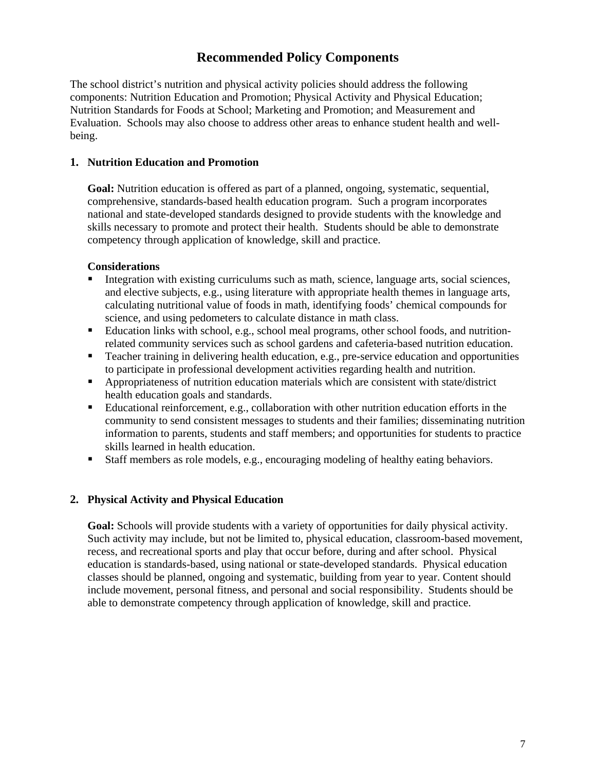# Recommended Policy Components

The school district's nutrition and physical activity policies should address the following components: Nutrition Education and Promotion; Physical Activity and Physical Education; Nutrition Standards for Foods at School; Marketing and Promotion; and Measurement and Evaluation. Schools may also choose to address other areas to enhance student health and well-being.

## 1. Nutrition Education and Promotion

**Goal:** Nutrition education is offered as part of a planned, ongoing, systematic, sequential, comprehensive, standards-based health education program. Such a program incorporates national and state-developed standards designed to provide students with the knowledge and skills necessary to promote and protect their health. Students should be able to demonstrate competency through application of knowledge, skill and practice.

**Considerations**

- Integration with existing curriculums such as math, science, language arts, social sciences, and elective subjects, e.g., using literature with appropriate health themes in language arts, calculating nutritional value of foods in math, identifying foods' chemical compounds for science, and using pedometers to calculate distance in math class.
- Education links with school, e.g., school meal programs, other school foods, and nutrition-related community services such as school gardens and cafeteria-based nutrition education.
- Teacher training in delivering health education, e.g., pre-service education and opportunities to participate in professional development activities regarding health and nutrition.
- Appropriateness of nutrition education materials which are consistent with state/district health education goals and standards.
- Educational reinforcement, e.g., collaboration with other nutrition education efforts in the community to send consistent messages to students and their families; disseminating nutrition information to parents, students and staff members; and opportunities for students to practice skills learned in health education.
- Staff members as role models, e.g., encouraging modeling of healthy eating behaviors.

## 2. Physical Activity and Physical Education

**Goal:** Schools will provide students with a variety of opportunities for daily physical activity. Such activity may include, but not be limited to, physical education, classroom-based movement, recess, and recreational sports and play that occur before, during and after school. Physical education is standards-based, using national or state-developed standards. Physical education classes should be planned, ongoing and systematic, building from year to year. Content should include movement, personal fitness, and personal and social responsibility. Students should be able to demonstrate competency through application of knowledge, skill and practice.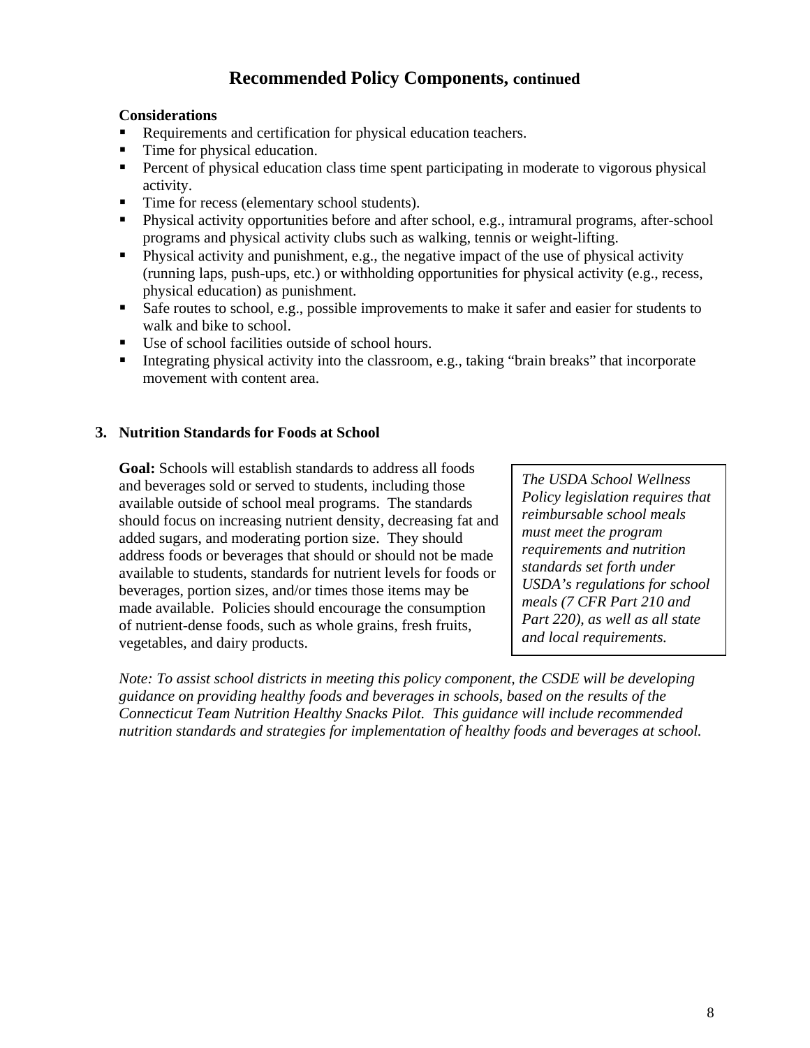## Recommended Policy Components, continued

**Considerations**

- Requirements and certification for physical education teachers.
- Time for physical education.
- Percent of physical education class time spent participating in moderate to vigorous physical activity.
- Time for recess (elementary school students).
- Physical activity opportunities before and after school, e.g., intramural programs, after-school programs and physical activity clubs such as walking, tennis or weight-lifting.
- Physical activity and punishment, e.g., the negative impact of the use of physical activity (running laps, push-ups, etc.) or withholding opportunities for physical activity (e.g., recess, physical education) as punishment.
- Safe routes to school, e.g., possible improvements to make it safer and easier for students to walk and bike to school.
- Use of school facilities outside of school hours.
- Integrating physical activity into the classroom, e.g., taking "brain breaks" that incorporate movement with content area.

### 3. Nutrition Standards for Foods at School

**Goal:** Schools will establish standards to address all foods and beverages sold or served to students, including those available outside of school meal programs. The standards should focus on increasing nutrient density, decreasing fat and added sugars, and moderating portion size. They should address foods or beverages that should or should not be made available to students, standards for nutrient levels for foods or beverages, portion sizes, and/or times those items may be made available. Policies should encourage the consumption of nutrient-dense foods, such as whole grains, fresh fruits, vegetables, and dairy products.

*The USDA School Wellness Policy legislation requires that reimbursable school meals must meet the program requirements and nutrition standards set forth under USDA's regulations for school meals (7 CFR Part 210 and Part 220), as well as all state and local requirements.*

*Note: To assist school districts in meeting this policy component, the CSDE will be developing guidance on providing healthy foods and beverages in schools, based on the results of the Connecticut Team Nutrition Healthy Snacks Pilot. This guidance will include recommended nutrition standards and strategies for implementation of healthy foods and beverages at school.*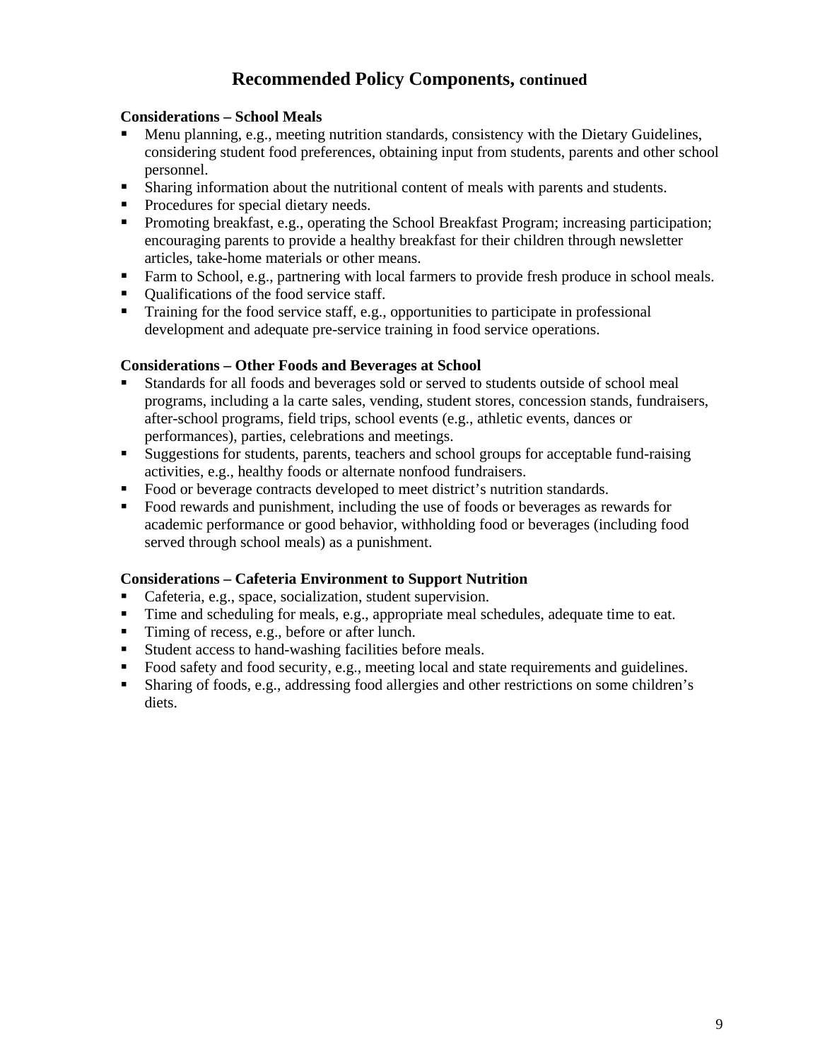## Recommended Policy Components, continued

**Considerations – School Meals**

- Menu planning, e.g., meeting nutrition standards, consistency with the Dietary Guidelines, considering student food preferences, obtaining input from students, parents and other school personnel.
- Sharing information about the nutritional content of meals with parents and students.
- Procedures for special dietary needs.
- Promoting breakfast, e.g., operating the School Breakfast Program; increasing participation; encouraging parents to provide a healthy breakfast for their children through newsletter articles, take-home materials or other means.
- Farm to School, e.g., partnering with local farmers to provide fresh produce in school meals.
- Qualifications of the food service staff.
- Training for the food service staff, e.g., opportunities to participate in professional development and adequate pre-service training in food service operations.

**Considerations – Other Foods and Beverages at School**

- Standards for all foods and beverages sold or served to students outside of school meal programs, including a la carte sales, vending, student stores, concession stands, fundraisers, after-school programs, field trips, school events (e.g., athletic events, dances or performances), parties, celebrations and meetings.
- Suggestions for students, parents, teachers and school groups for acceptable fund-raising activities, e.g., healthy foods or alternate nonfood fundraisers.
- Food or beverage contracts developed to meet district's nutrition standards.
- Food rewards and punishment, including the use of foods or beverages as rewards for academic performance or good behavior, withholding food or beverages (including food served through school meals) as a punishment.

**Considerations – Cafeteria Environment to Support Nutrition**

- Cafeteria, e.g., space, socialization, student supervision.
- Time and scheduling for meals, e.g., appropriate meal schedules, adequate time to eat.
- Timing of recess, e.g., before or after lunch.
- Student access to hand-washing facilities before meals.
- Food safety and food security, e.g., meeting local and state requirements and guidelines.
- Sharing of foods, e.g., addressing food allergies and other restrictions on some children's diets.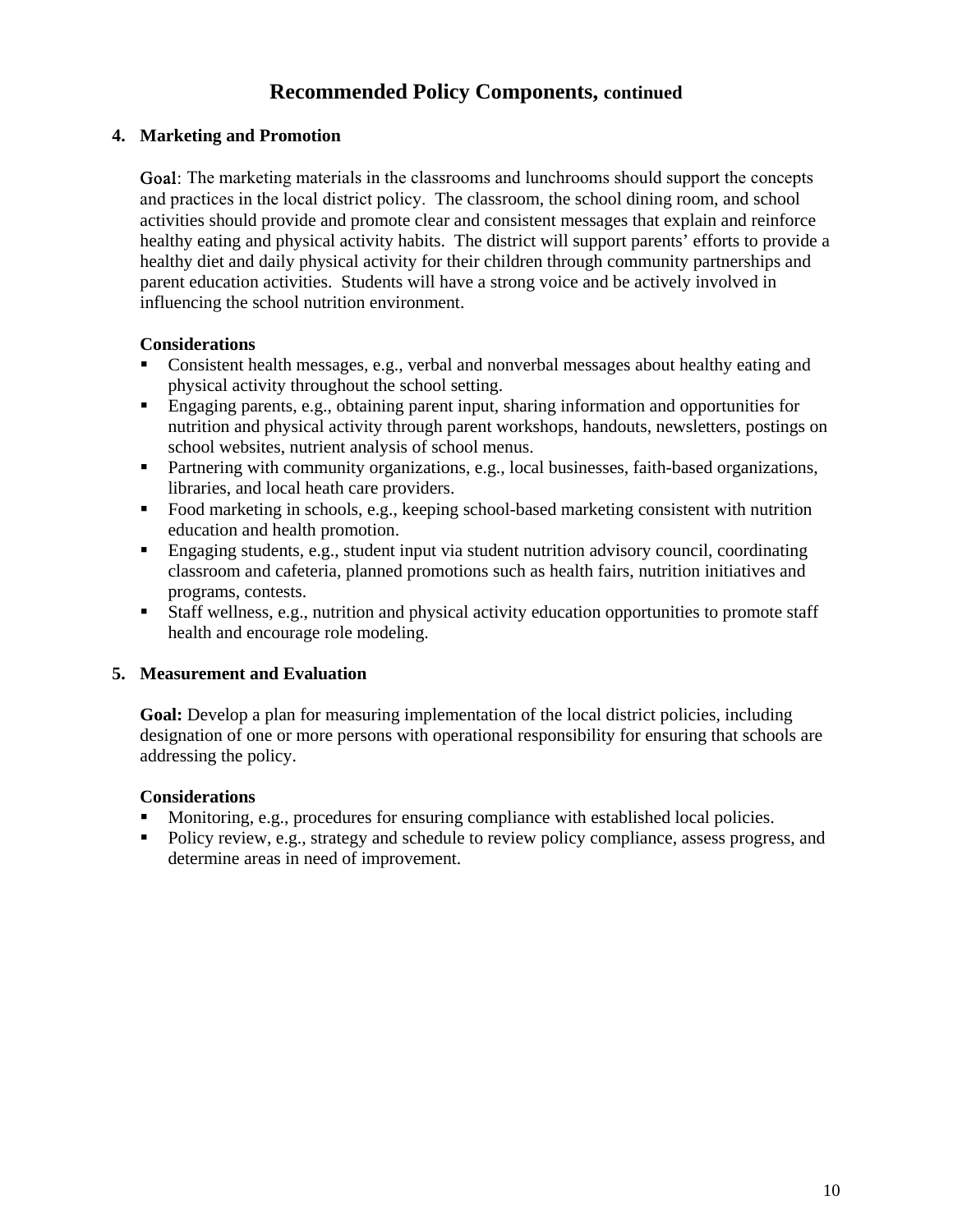## Recommended Policy Components, continued

### 4. Marketing and Promotion

**Goal**: The marketing materials in the classrooms and lunchrooms should support the concepts and practices in the local district policy. The classroom, the school dining room, and school activities should provide and promote clear and consistent messages that explain and reinforce healthy eating and physical activity habits. The district will support parents' efforts to provide a healthy diet and daily physical activity for their children through community partnerships and parent education activities. Students will have a strong voice and be actively involved in influencing the school nutrition environment.

**Considerations**

- Consistent health messages, e.g., verbal and nonverbal messages about healthy eating and physical activity throughout the school setting.
- Engaging parents, e.g., obtaining parent input, sharing information and opportunities for nutrition and physical activity through parent workshops, handouts, newsletters, postings on school websites, nutrient analysis of school menus.
- Partnering with community organizations, e.g., local businesses, faith-based organizations, libraries, and local heath care providers.
- Food marketing in schools, e.g., keeping school-based marketing consistent with nutrition education and health promotion.
- Engaging students, e.g., student input via student nutrition advisory council, coordinating classroom and cafeteria, planned promotions such as health fairs, nutrition initiatives and programs, contests.
- Staff wellness, e.g., nutrition and physical activity education opportunities to promote staff health and encourage role modeling.

### 5. Measurement and Evaluation

**Goal:** Develop a plan for measuring implementation of the local district policies, including designation of one or more persons with operational responsibility for ensuring that schools are addressing the policy.

**Considerations**

- Monitoring, e.g., procedures for ensuring compliance with established local policies.
- Policy review, e.g., strategy and schedule to review policy compliance, assess progress, and determine areas in need of improvement.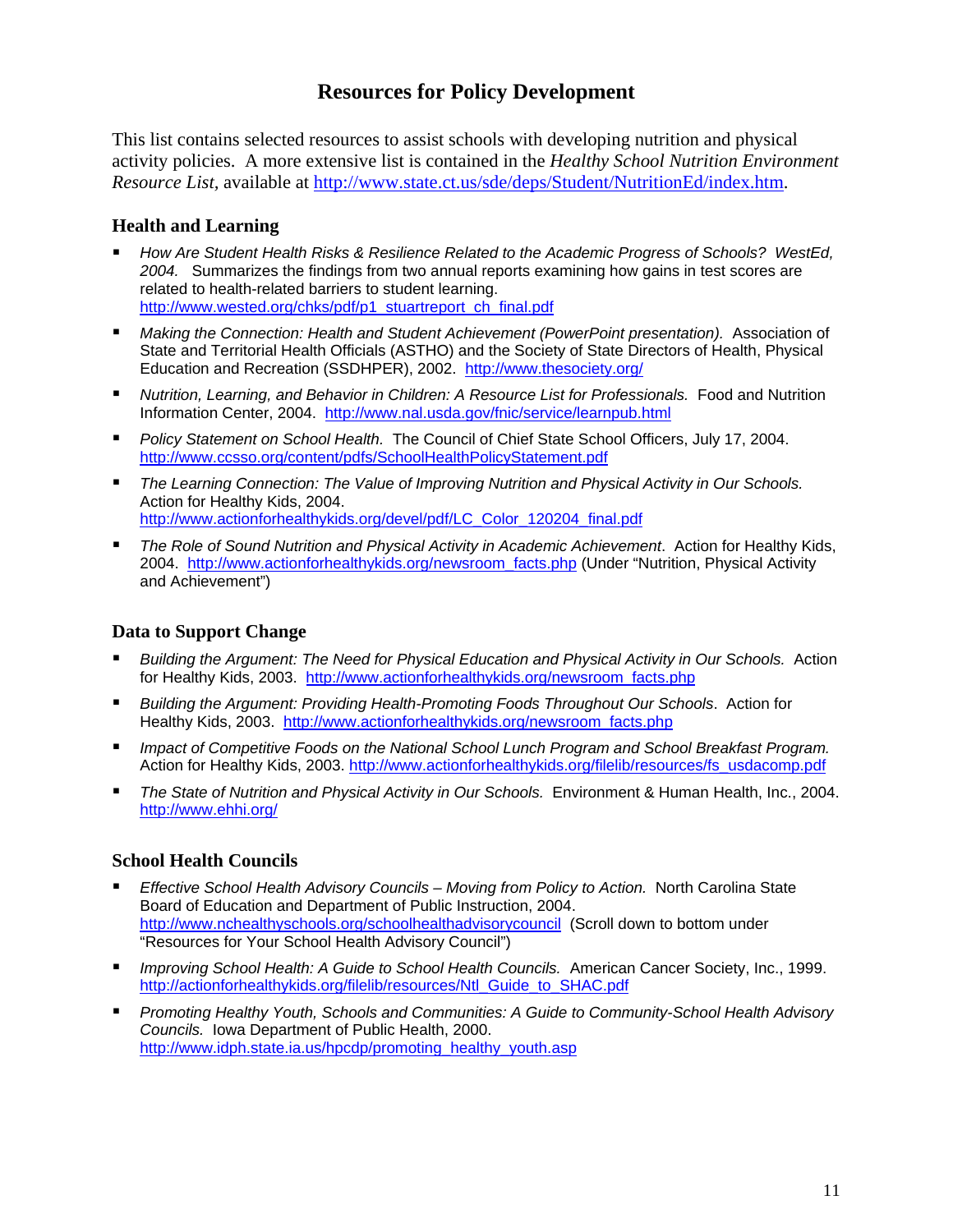# Resources for Policy Development

This list contains selected resources to assist schools with developing nutrition and physical activity policies. A more extensive list is contained in the *Healthy School Nutrition Environment Resource List*, available at http://www.state.ct.us/sde/deps/Student/NutritionEd/index.htm.

## Health and Learning

- *How Are Student Health Risks & Resilience Related to the Academic Progress of Schools? WestEd, 2004.* Summarizes the findings from two annual reports examining how gains in test scores are related to health-related barriers to student learning. http://www.wested.org/chks/pdf/p1_stuartreport_ch_final.pdf
- *Making the Connection: Health and Student Achievement (PowerPoint presentation).* Association of State and Territorial Health Officials (ASTHO) and the Society of State Directors of Health, Physical Education and Recreation (SSDHPER), 2002. http://www.thesociety.org/
- *Nutrition, Learning, and Behavior in Children: A Resource List for Professionals.* Food and Nutrition Information Center, 2004. http://www.nal.usda.gov/fnic/service/learnpub.html
- *Policy Statement on School Health.* The Council of Chief State School Officers, July 17, 2004. http://www.ccsso.org/content/pdfs/SchoolHealthPolicyStatement.pdf
- *The Learning Connection: The Value of Improving Nutrition and Physical Activity in Our Schools.* Action for Healthy Kids, 2004. http://www.actionforhealthykids.org/devel/pdf/LC_Color_120204_final.pdf
- *The Role of Sound Nutrition and Physical Activity in Academic Achievement*. Action for Healthy Kids, 2004. http://www.actionforhealthykids.org/newsroom_facts.php (Under "Nutrition, Physical Activity and Achievement")

## Data to Support Change

- *Building the Argument: The Need for Physical Education and Physical Activity in Our Schools.* Action for Healthy Kids, 2003. http://www.actionforhealthykids.org/newsroom_facts.php
- *Building the Argument: Providing Health-Promoting Foods Throughout Our Schools*. Action for Healthy Kids, 2003. http://www.actionforhealthykids.org/newsroom_facts.php
- *Impact of Competitive Foods on the National School Lunch Program and School Breakfast Program.* Action for Healthy Kids, 2003. http://www.actionforhealthykids.org/filelib/resources/fs_usdacomp.pdf
- *The State of Nutrition and Physical Activity in Our Schools.* Environment & Human Health, Inc., 2004. http://www.ehhi.org/

## School Health Councils

- *Effective School Health Advisory Councils – Moving from Policy to Action.* North Carolina State Board of Education and Department of Public Instruction, 2004. http://www.nchealthyschools.org/schoolhealthadvisorycouncil (Scroll down to bottom under "Resources for Your School Health Advisory Council")
- *Improving School Health: A Guide to School Health Councils.* American Cancer Society, Inc., 1999. http://actionforhealthykids.org/filelib/resources/Ntl_Guide_to_SHAC.pdf
- *Promoting Healthy Youth, Schools and Communities: A Guide to Community-School Health Advisory Councils.* Iowa Department of Public Health, 2000. http://www.idph.state.ia.us/hpcdp/promoting_healthy_youth.asp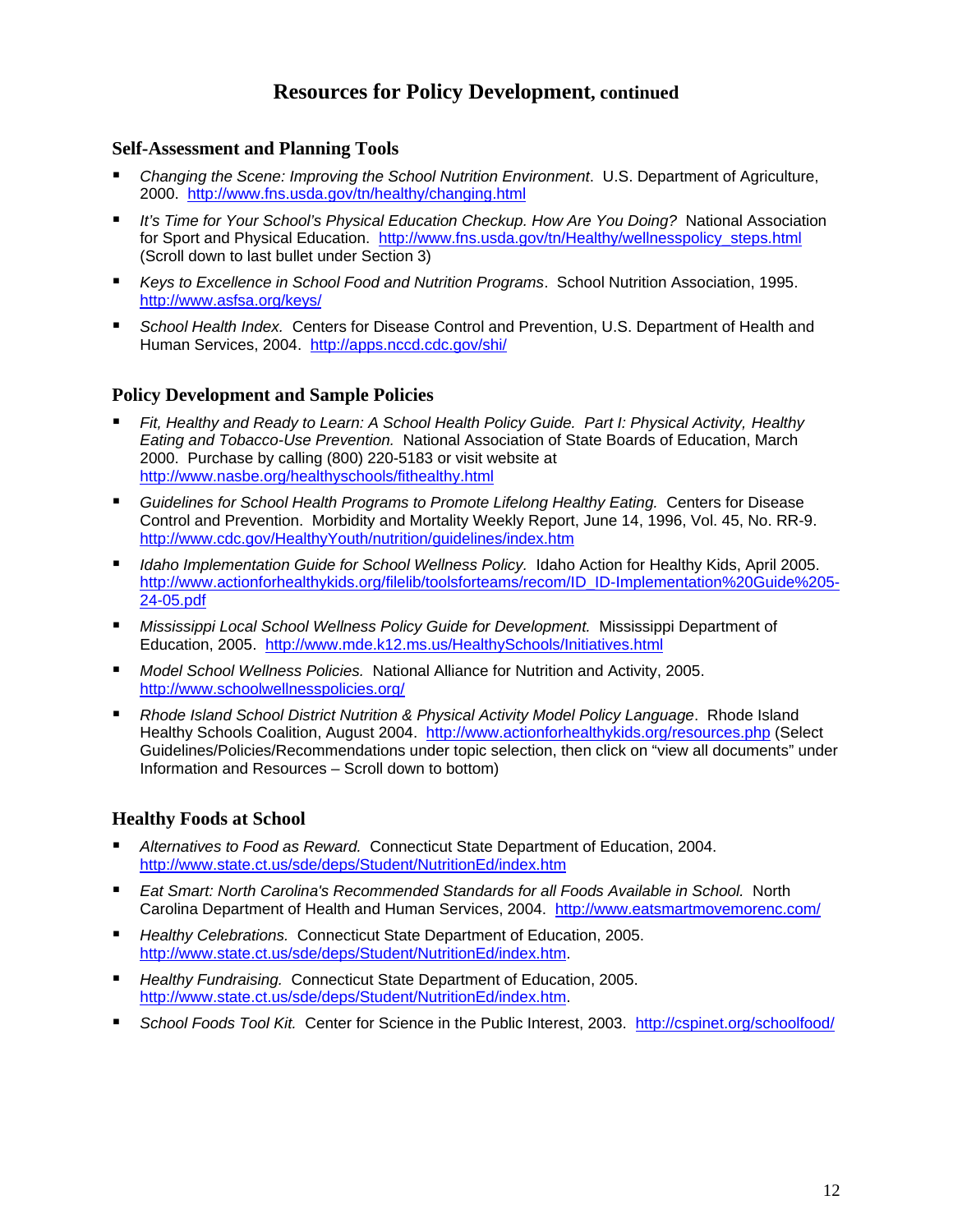## Resources for Policy Development, continued

### Self-Assessment and Planning Tools

- *Changing the Scene: Improving the School Nutrition Environment*. U.S. Department of Agriculture, 2000. http://www.fns.usda.gov/tn/healthy/changing.html
- *It's Time for Your School's Physical Education Checkup. How Are You Doing?* National Association for Sport and Physical Education. http://www.fns.usda.gov/tn/Healthy/wellnesspolicy_steps.html (Scroll down to last bullet under Section 3)
- *Keys to Excellence in School Food and Nutrition Programs*. School Nutrition Association, 1995. http://www.asfsa.org/keys/
- *School Health Index.* Centers for Disease Control and Prevention, U.S. Department of Health and Human Services, 2004. http://apps.nccd.cdc.gov/shi/

### Policy Development and Sample Policies

- *Fit, Healthy and Ready to Learn: A School Health Policy Guide. Part I: Physical Activity, Healthy Eating and Tobacco-Use Prevention.* National Association of State Boards of Education, March 2000. Purchase by calling (800) 220-5183 or visit website at http://www.nasbe.org/healthyschools/fithealthy.html
- *Guidelines for School Health Programs to Promote Lifelong Healthy Eating.* Centers for Disease Control and Prevention. Morbidity and Mortality Weekly Report, June 14, 1996, Vol. 45, No. RR-9. http://www.cdc.gov/HealthyYouth/nutrition/guidelines/index.htm
- *Idaho Implementation Guide for School Wellness Policy.* Idaho Action for Healthy Kids, April 2005. http://www.actionforhealthykids.org/filelib/toolsforteams/recom/ID_ID-Implementation%20Guide%205-24-05.pdf
- *Mississippi Local School Wellness Policy Guide for Development.* Mississippi Department of Education, 2005. http://www.mde.k12.ms.us/HealthySchools/Initiatives.html
- *Model School Wellness Policies.* National Alliance for Nutrition and Activity, 2005. http://www.schoolwellnesspolicies.org/
- *Rhode Island School District Nutrition & Physical Activity Model Policy Language*. Rhode Island Healthy Schools Coalition, August 2004. http://www.actionforhealthykids.org/resources.php (Select Guidelines/Policies/Recommendations under topic selection, then click on "view all documents" under Information and Resources – Scroll down to bottom)

### Healthy Foods at School

- *Alternatives to Food as Reward.* Connecticut State Department of Education, 2004. http://www.state.ct.us/sde/deps/Student/NutritionEd/index.htm
- *Eat Smart: North Carolina's Recommended Standards for all Foods Available in School.* North Carolina Department of Health and Human Services, 2004. http://www.eatsmartmovemorenc.com/
- *Healthy Celebrations.* Connecticut State Department of Education, 2005. http://www.state.ct.us/sde/deps/Student/NutritionEd/index.htm.
- *Healthy Fundraising.* Connecticut State Department of Education, 2005. http://www.state.ct.us/sde/deps/Student/NutritionEd/index.htm.
- *School Foods Tool Kit.* Center for Science in the Public Interest, 2003. http://cspinet.org/schoolfood/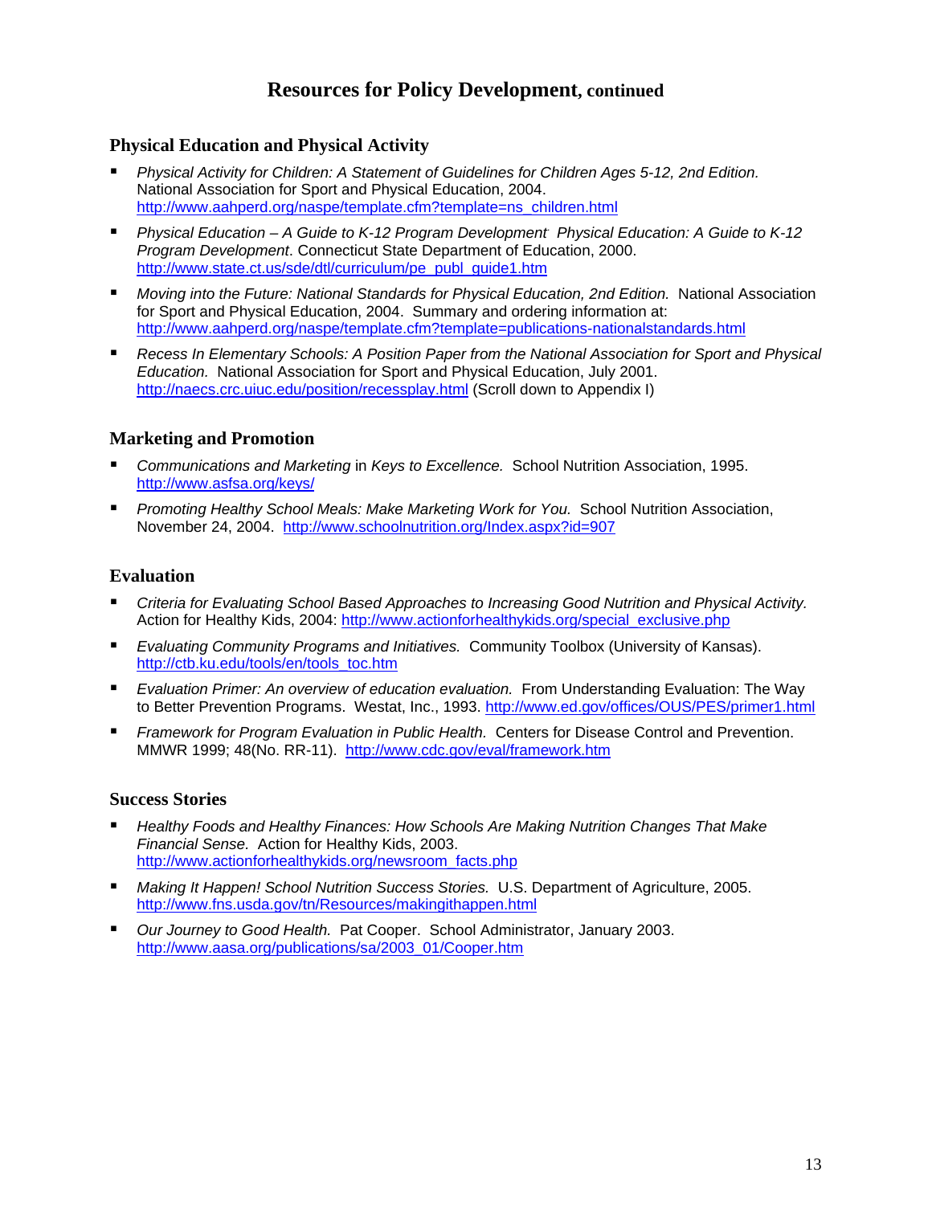## Resources for Policy Development, continued

### Physical Education and Physical Activity

- *Physical Activity for Children: A Statement of Guidelines for Children Ages 5-12, 2nd Edition.* National Association for Sport and Physical Education, 2004. http://www.aahperd.org/naspe/template.cfm?template=ns_children.html
- *Physical Education – A Guide to K-12 Program Development* *Physical Education: A Guide to K-12 Program Development*. Connecticut State Department of Education, 2000. http://www.state.ct.us/sde/dtl/curriculum/pe_publ_guide1.htm
- *Moving into the Future: National Standards for Physical Education, 2nd Edition.* National Association for Sport and Physical Education, 2004. Summary and ordering information at: http://www.aahperd.org/naspe/template.cfm?template=publications-nationalstandards.html
- *Recess In Elementary Schools: A Position Paper from the National Association for Sport and Physical Education.* National Association for Sport and Physical Education, July 2001. http://naecs.crc.uiuc.edu/position/recessplay.html (Scroll down to Appendix I)

### Marketing and Promotion

- *Communications and Marketing* in *Keys to Excellence.* School Nutrition Association, 1995. http://www.asfsa.org/keys/
- *Promoting Healthy School Meals: Make Marketing Work for You.* School Nutrition Association, November 24, 2004. http://www.schoolnutrition.org/Index.aspx?id=907

### Evaluation

- *Criteria for Evaluating School Based Approaches to Increasing Good Nutrition and Physical Activity.* Action for Healthy Kids, 2004: http://www.actionforhealthykids.org/special_exclusive.php
- *Evaluating Community Programs and Initiatives.* Community Toolbox (University of Kansas). http://ctb.ku.edu/tools/en/tools_toc.htm
- *Evaluation Primer: An overview of education evaluation.* From Understanding Evaluation: The Way to Better Prevention Programs. Westat, Inc., 1993. http://www.ed.gov/offices/OUS/PES/primer1.html
- *Framework for Program Evaluation in Public Health.* Centers for Disease Control and Prevention. MMWR 1999; 48(No. RR-11). http://www.cdc.gov/eval/framework.htm

### Success Stories

- *Healthy Foods and Healthy Finances: How Schools Are Making Nutrition Changes That Make Financial Sense.* Action for Healthy Kids, 2003. http://www.actionforhealthykids.org/newsroom_facts.php
- *Making It Happen! School Nutrition Success Stories.* U.S. Department of Agriculture, 2005. http://www.fns.usda.gov/tn/Resources/makingithappen.html
- *Our Journey to Good Health.* Pat Cooper. School Administrator, January 2003. http://www.aasa.org/publications/sa/2003_01/Cooper.htm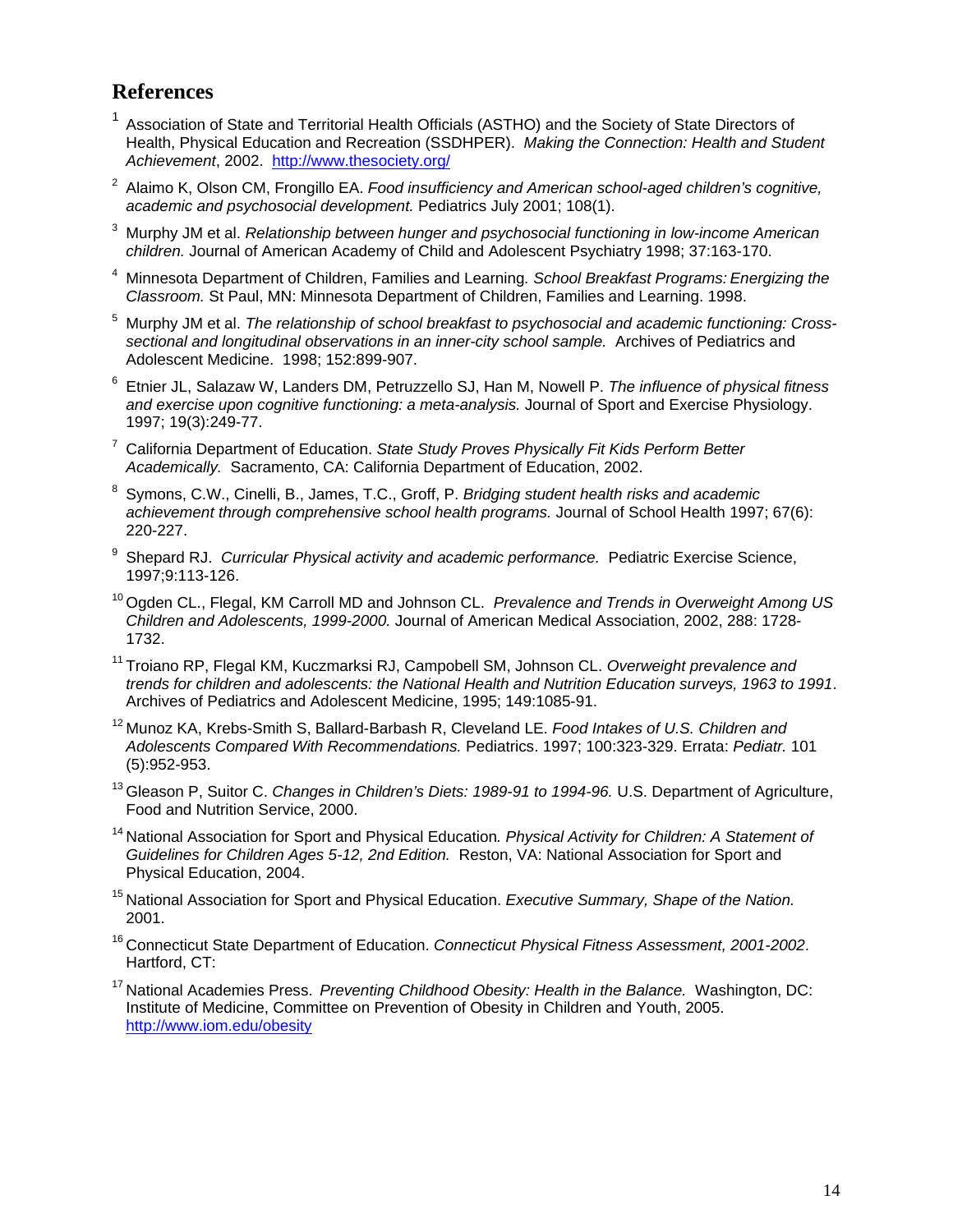## References

1 Association of State and Territorial Health Officials (ASTHO) and the Society of State Directors of Health, Physical Education and Recreation (SSDHPER). *Making the Connection: Health and Student Achievement*, 2002. http://www.thesociety.org/

2 Alaimo K, Olson CM, Frongillo EA. *Food insufficiency and American school-aged children's cognitive, academic and psychosocial development.* Pediatrics July 2001; 108(1).

3 Murphy JM et al. *Relationship between hunger and psychosocial functioning in low-income American children.* Journal of American Academy of Child and Adolescent Psychiatry 1998; 37:163-170.

4 Minnesota Department of Children, Families and Learning*. School Breakfast Programs: Energizing the Classroom.* St Paul, MN: Minnesota Department of Children, Families and Learning. 1998.

5 Murphy JM et al. *The relationship of school breakfast to psychosocial and academic functioning: Cross-sectional and longitudinal observations in an inner-city school sample.* Archives of Pediatrics and Adolescent Medicine. 1998; 152:899-907.

6 Etnier JL, Salazaw W, Landers DM, Petruzzello SJ, Han M, Nowell P. *The influence of physical fitness and exercise upon cognitive functioning: a meta-analysis.* Journal of Sport and Exercise Physiology. 1997; 19(3):249-77.

7 California Department of Education. *State Study Proves Physically Fit Kids Perform Better Academically.* Sacramento, CA: California Department of Education, 2002.

8 Symons, C.W., Cinelli, B., James, T.C., Groff, P. *Bridging student health risks and academic achievement through comprehensive school health programs.* Journal of School Health 1997; 67(6): 220-227.

9 Shepard RJ. *Curricular Physical activity and academic performance.* Pediatric Exercise Science, 1997;9:113-126.

10 Ogden CL., Flegal, KM Carroll MD and Johnson CL. *Prevalence and Trends in Overweight Among US Children and Adolescents, 1999-2000.* Journal of American Medical Association, 2002, 288: 1728-1732.

11 Troiano RP, Flegal KM, Kuczmarksi RJ, Campobell SM, Johnson CL. *Overweight prevalence and trends for children and adolescents: the National Health and Nutrition Education surveys, 1963 to 1991*. Archives of Pediatrics and Adolescent Medicine, 1995; 149:1085-91.

12 Munoz KA, Krebs-Smith S, Ballard-Barbash R, Cleveland LE. *Food Intakes of U.S. Children and Adolescents Compared With Recommendations.* Pediatrics. 1997; 100:323-329. Errata: *Pediatr.* 101 (5):952-953.

13 Gleason P, Suitor C. *Changes in Children's Diets: 1989-91 to 1994-96.* U.S. Department of Agriculture, Food and Nutrition Service, 2000.

14 National Association for Sport and Physical Education*. Physical Activity for Children: A Statement of Guidelines for Children Ages 5-12, 2nd Edition.* Reston, VA: National Association for Sport and Physical Education, 2004.

15 National Association for Sport and Physical Education. *Executive Summary, Shape of the Nation.* 2001.

16 Connecticut State Department of Education. *Connecticut Physical Fitness Assessment, 2001-2002*. Hartford, CT:

17 National Academies Press. *Preventing Childhood Obesity: Health in the Balance.* Washington, DC: Institute of Medicine, Committee on Prevention of Obesity in Children and Youth, 2005. http://www.iom.edu/obesity